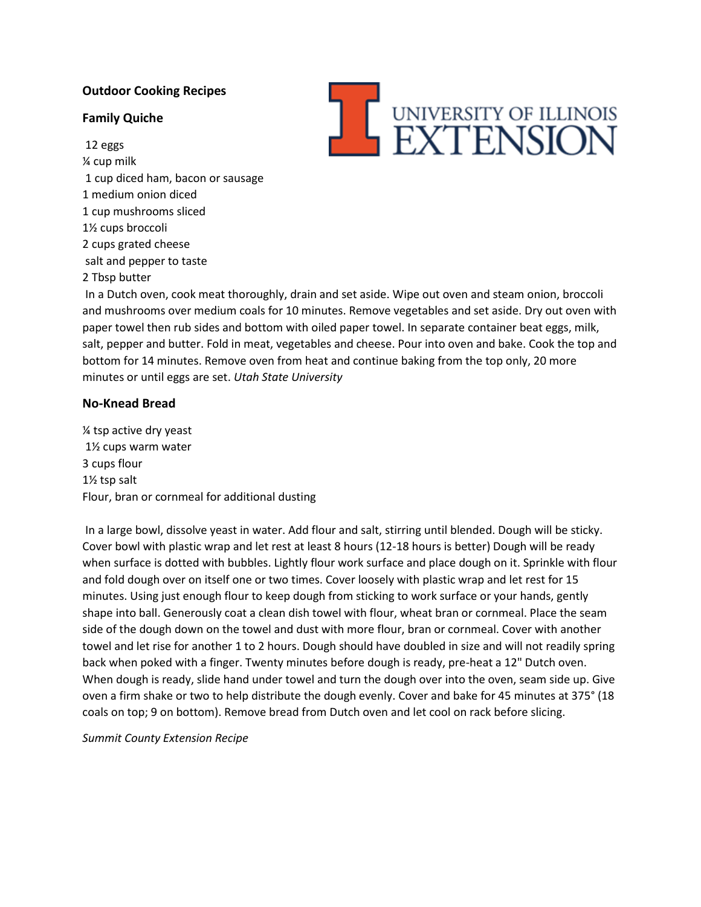**Outdoor Cooking Recipes**

UNIVERSITY OF ILLINOIS EXTENSION

## Family Quiche

12 eggs  
¼ cup milk  
1 cup diced ham, bacon or sausage  
1 medium onion diced  
1 cup mushrooms sliced  
1½ cups broccoli  
2 cups grated cheese  
salt and pepper to taste  
2 Tbsp butter

In a Dutch oven, cook meat thoroughly, drain and set aside. Wipe out oven and steam onion, broccoli and mushrooms over medium coals for 10 minutes. Remove vegetables and set aside. Dry out oven with paper towel then rub sides and bottom with oiled paper towel. In separate container beat eggs, milk, salt, pepper and butter. Fold in meat, vegetables and cheese. Pour into oven and bake. Cook the top and bottom for 14 minutes. Remove oven from heat and continue baking from the top only, 20 more minutes or until eggs are set. *Utah State University*

## No-Knead Bread

¼ tsp active dry yeast  
1½ cups warm water  
3 cups flour  
1½ tsp salt  
Flour, bran or cornmeal for additional dusting

In a large bowl, dissolve yeast in water. Add flour and salt, stirring until blended. Dough will be sticky. Cover bowl with plastic wrap and let rest at least 8 hours (12-18 hours is better) Dough will be ready when surface is dotted with bubbles. Lightly flour work surface and place dough on it. Sprinkle with flour and fold dough over on itself one or two times. Cover loosely with plastic wrap and let rest for 15 minutes. Using just enough flour to keep dough from sticking to work surface or your hands, gently shape into ball. Generously coat a clean dish towel with flour, wheat bran or cornmeal. Place the seam side of the dough down on the towel and dust with more flour, bran or cornmeal. Cover with another towel and let rise for another 1 to 2 hours. Dough should have doubled in size and will not readily spring back when poked with a finger. Twenty minutes before dough is ready, pre-heat a 12" Dutch oven. When dough is ready, slide hand under towel and turn the dough over into the oven, seam side up. Give oven a firm shake or two to help distribute the dough evenly. Cover and bake for 45 minutes at 375° (18 coals on top; 9 on bottom). Remove bread from Dutch oven and let cool on rack before slicing.

*Summit County Extension Recipe*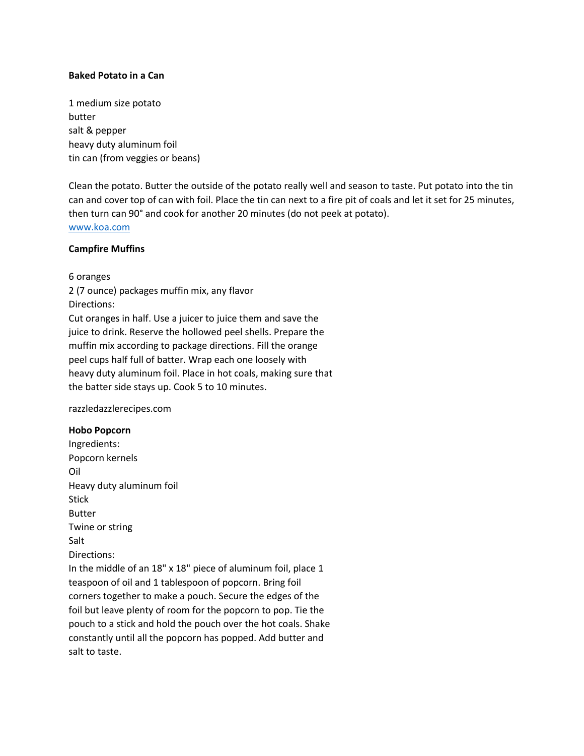**Baked Potato in a Can**

1 medium size potato
butter
salt & pepper
heavy duty aluminum foil
tin can (from veggies or beans)

Clean the potato. Butter the outside of the potato really well and season to taste. Put potato into the tin can and cover top of can with foil. Place the tin can next to a fire pit of coals and let it set for 25 minutes, then turn can 90° and cook for another 20 minutes (do not peek at potato).
www.koa.com

**Campfire Muffins**

6 oranges
2 (7 ounce) packages muffin mix, any flavor
Directions:
Cut oranges in half. Use a juicer to juice them and save the juice to drink. Reserve the hollowed peel shells. Prepare the muffin mix according to package directions. Fill the orange peel cups half full of batter. Wrap each one loosely with heavy duty aluminum foil. Place in hot coals, making sure that the batter side stays up. Cook 5 to 10 minutes.

razzledazzlerecipes.com

**Hobo Popcorn**
Ingredients:
Popcorn kernels
Oil
Heavy duty aluminum foil
Stick
Butter
Twine or string
Salt
Directions:
In the middle of an 18" x 18" piece of aluminum foil, place 1 teaspoon of oil and 1 tablespoon of popcorn. Bring foil corners together to make a pouch. Secure the edges of the foil but leave plenty of room for the popcorn to pop. Tie the pouch to a stick and hold the pouch over the hot coals. Shake constantly until all the popcorn has popped. Add butter and salt to taste.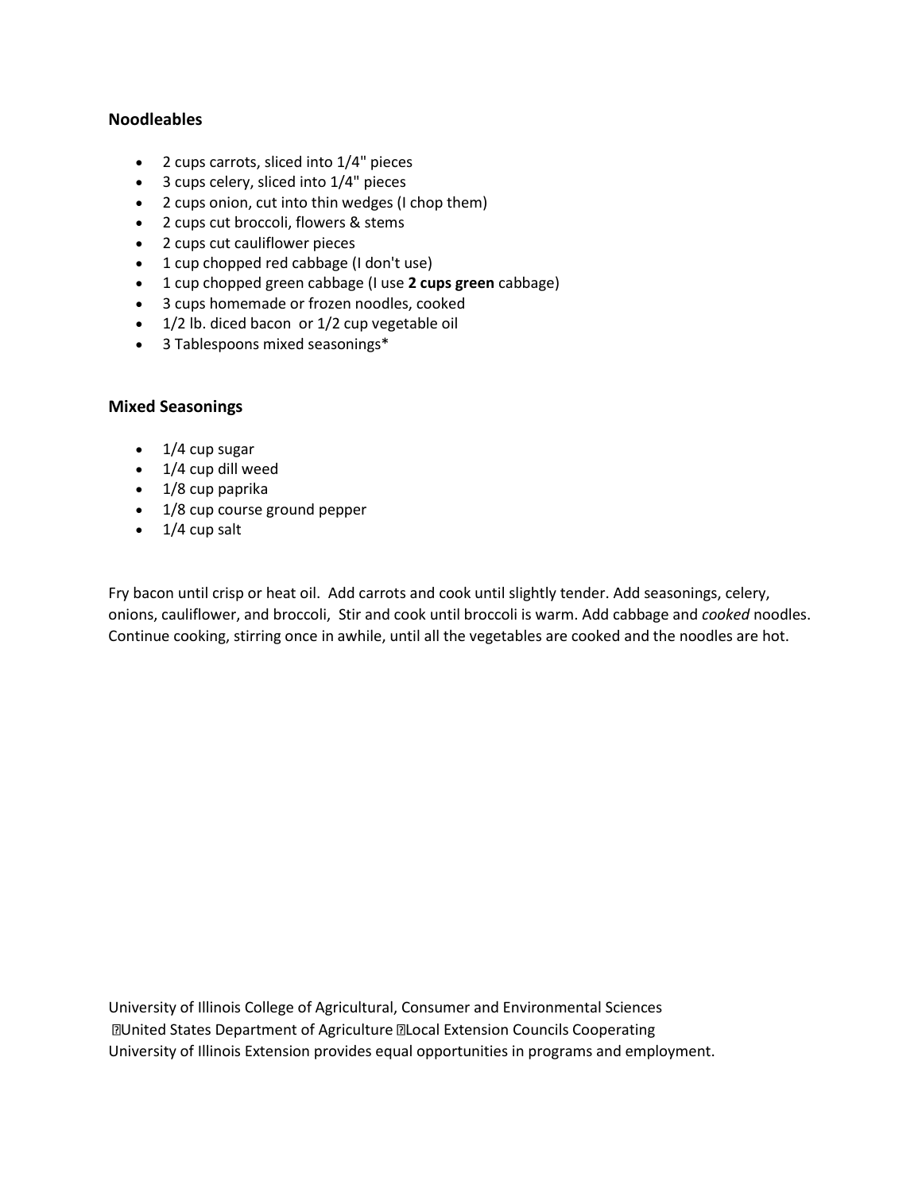## Noodleables

- 2 cups carrots, sliced into 1/4" pieces
- 3 cups celery, sliced into 1/4" pieces
- 2 cups onion, cut into thin wedges (I chop them)
- 2 cups cut broccoli, flowers & stems
- 2 cups cut cauliflower pieces
- 1 cup chopped red cabbage (I don't use)
- 1 cup chopped green cabbage (I use **2 cups green** cabbage)
- 3 cups homemade or frozen noodles, cooked
- 1/2 lb. diced bacon or 1/2 cup vegetable oil
- 3 Tablespoons mixed seasonings*

## Mixed Seasonings

- 1/4 cup sugar
- 1/4 cup dill weed
- 1/8 cup paprika
- 1/8 cup course ground pepper
- 1/4 cup salt

Fry bacon until crisp or heat oil. Add carrots and cook until slightly tender. Add seasonings, celery, onions, cauliflower, and broccoli, Stir and cook until broccoli is warm. Add cabbage and *cooked* noodles. Continue cooking, stirring once in awhile, until all the vegetables are cooked and the noodles are hot.

University of Illinois College of Agricultural, Consumer and Environmental Sciences
United States Department of Agriculture Local Extension Councils Cooperating
University of Illinois Extension provides equal opportunities in programs and employment.